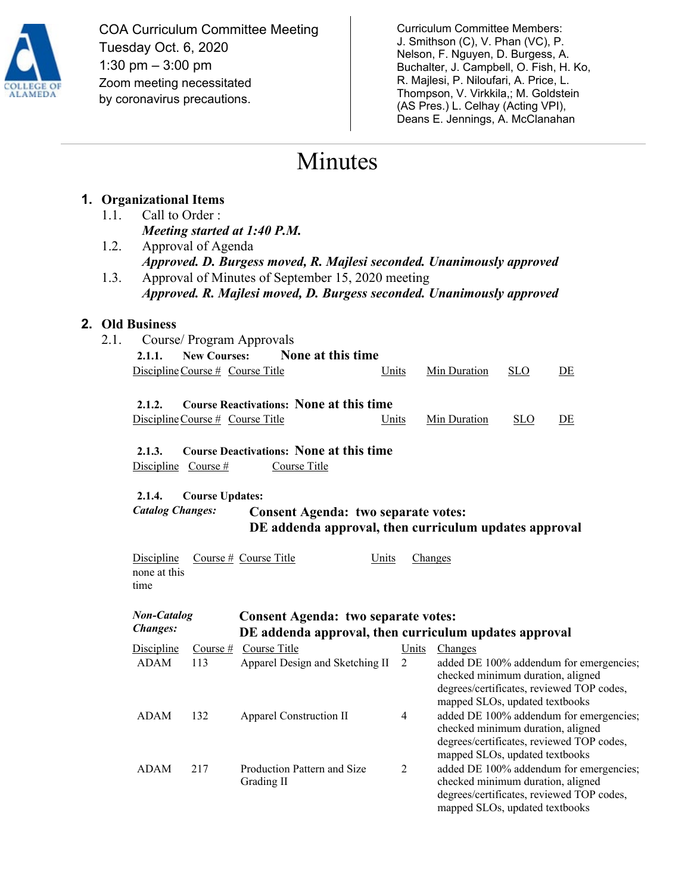COA Curriculum Committee Meeting
Tuesday Oct. 6, 2020
1:30 pm – 3:00 pm
Zoom meeting necessitated by coronavirus precautions.

Curriculum Committee Members:
J. Smithson (C), V. Phan (VC), P. Nelson, F. Nguyen, D. Burgess, A. Buchalter, J. Campbell, O. Fish, H. Ko, R. Majlesi, P. Niloufari, A. Price, L. Thompson, V. Virkkila,; M. Goldstein (AS Pres.) L. Celhay (Acting VPI), Deans E. Jennings, A. McClanahan

# Minutes

## 1. Organizational Items

1.1. Call to Order :
***Meeting started at 1:40 P.M.***

1.2. Approval of Agenda
***Approved. D. Burgess moved, R. Majlesi seconded. Unanimously approved***

1.3. Approval of Minutes of September 15, 2020 meeting
***Approved. R. Majlesi moved, D. Burgess seconded. Unanimously approved***

## 2. Old Business

2.1. Course/ Program Approvals

**2.1.1. New Courses: None at this time**

| Discipline | Course # | Course Title | Units | Min Duration | SLO | DE |
|---|---|---|---|---|---|---|

**2.1.2. Course Reactivations: None at this time**

| Discipline | Course # | Course Title | Units | Min Duration | SLO | DE |
|---|---|---|---|---|---|---|

**2.1.3. Course Deactivations: None at this time**

| Discipline | Course # | Course Title |
|---|---|---|

**2.1.4. Course Updates:**

***Catalog Changes:*** **Consent Agenda: two separate votes: DE addenda approval, then curriculum updates approval**

| Discipline | Course # | Course Title | Units | Changes |
|---|---|---|---|---|
| none at this time | | | | |

***Non-Catalog Changes:*** **Consent Agenda: two separate votes: DE addenda approval, then curriculum updates approval**

| Discipline | Course # | Course Title | Units | Changes |
|---|---|---|---|---|
| ADAM | 113 | Apparel Design and Sketching II | 2 | added DE 100% addendum for emergencies; checked minimum duration, aligned degrees/certificates, reviewed TOP codes, mapped SLOs, updated textbooks |
| ADAM | 132 | Apparel Construction II | 4 | added DE 100% addendum for emergencies; checked minimum duration, aligned degrees/certificates, reviewed TOP codes, mapped SLOs, updated textbooks |
| ADAM | 217 | Production Pattern and Size Grading II | 2 | added DE 100% addendum for emergencies; checked minimum duration, aligned degrees/certificates, reviewed TOP codes, mapped SLOs, updated textbooks |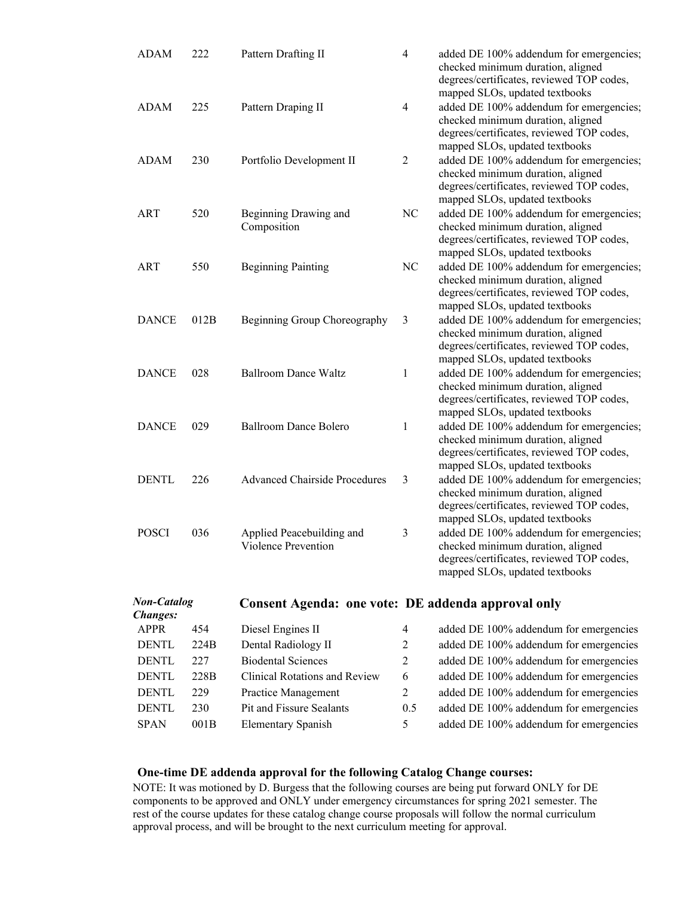| | | | | |
|---|---|---|---|---|
| ADAM | 222 | Pattern Drafting II | 4 | added DE 100% addendum for emergencies; checked minimum duration, aligned degrees/certificates, reviewed TOP codes, mapped SLOs, updated textbooks |
| ADAM | 225 | Pattern Draping II | 4 | added DE 100% addendum for emergencies; checked minimum duration, aligned degrees/certificates, reviewed TOP codes, mapped SLOs, updated textbooks |
| ADAM | 230 | Portfolio Development II | 2 | added DE 100% addendum for emergencies; checked minimum duration, aligned degrees/certificates, reviewed TOP codes, mapped SLOs, updated textbooks |
| ART | 520 | Beginning Drawing and Composition | NC | added DE 100% addendum for emergencies; checked minimum duration, aligned degrees/certificates, reviewed TOP codes, mapped SLOs, updated textbooks |
| ART | 550 | Beginning Painting | NC | added DE 100% addendum for emergencies; checked minimum duration, aligned degrees/certificates, reviewed TOP codes, mapped SLOs, updated textbooks |
| DANCE | 012B | Beginning Group Choreography | 3 | added DE 100% addendum for emergencies; checked minimum duration, aligned degrees/certificates, reviewed TOP codes, mapped SLOs, updated textbooks |
| DANCE | 028 | Ballroom Dance Waltz | 1 | added DE 100% addendum for emergencies; checked minimum duration, aligned degrees/certificates, reviewed TOP codes, mapped SLOs, updated textbooks |
| DANCE | 029 | Ballroom Dance Bolero | 1 | added DE 100% addendum for emergencies; checked minimum duration, aligned degrees/certificates, reviewed TOP codes, mapped SLOs, updated textbooks |
| DENTL | 226 | Advanced Chairside Procedures | 3 | added DE 100% addendum for emergencies; checked minimum duration, aligned degrees/certificates, reviewed TOP codes, mapped SLOs, updated textbooks |
| POSCI | 036 | Applied Peacebuilding and Violence Prevention | 3 | added DE 100% addendum for emergencies; checked minimum duration, aligned degrees/certificates, reviewed TOP codes, mapped SLOs, updated textbooks |

***Non-Catalog Changes:*** **Consent Agenda: one vote: DE addenda approval only**

| | | | | |
|---|---|---|---|---|
| APPR | 454 | Diesel Engines II | 4 | added DE 100% addendum for emergencies |
| DENTL | 224B | Dental Radiology II | 2 | added DE 100% addendum for emergencies |
| DENTL | 227 | Biodental Sciences | 2 | added DE 100% addendum for emergencies |
| DENTL | 228B | Clinical Rotations and Review | 6 | added DE 100% addendum for emergencies |
| DENTL | 229 | Practice Management | 2 | added DE 100% addendum for emergencies |
| DENTL | 230 | Pit and Fissure Sealants | 0.5 | added DE 100% addendum for emergencies |
| SPAN | 001B | Elementary Spanish | 5 | added DE 100% addendum for emergencies |

**One-time DE addenda approval for the following Catalog Change courses:**

NOTE: It was motioned by D. Burgess that the following courses are being put forward ONLY for DE components to be approved and ONLY under emergency circumstances for spring 2021 semester. The rest of the course updates for these catalog change course proposals will follow the normal curriculum approval process, and will be brought to the next curriculum meeting for approval.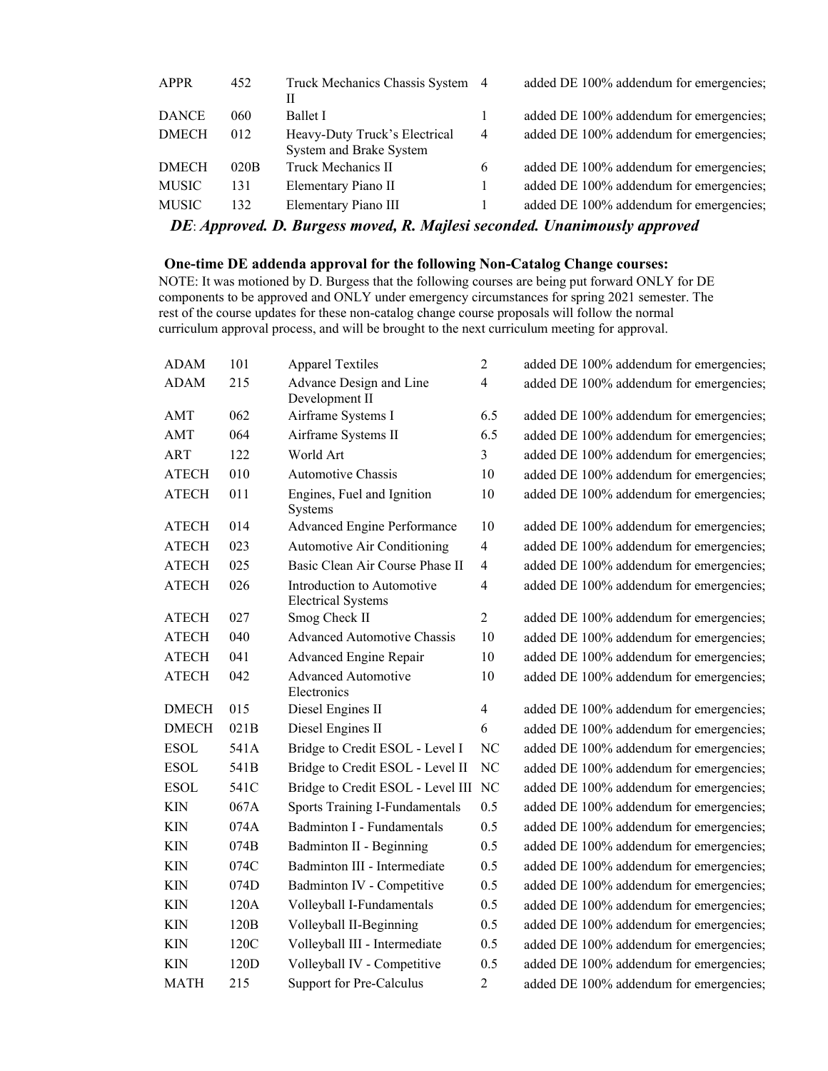| | | | | |
|---|---|---|---|---|
| APPR | 452 | Truck Mechanics Chassis System II | 4 | added DE 100% addendum for emergencies; |
| DANCE | 060 | Ballet I | 1 | added DE 100% addendum for emergencies; |
| DMECH | 012 | Heavy-Duty Truck's Electrical System and Brake System | 4 | added DE 100% addendum for emergencies; |
| DMECH | 020B | Truck Mechanics II | 6 | added DE 100% addendum for emergencies; |
| MUSIC | 131 | Elementary Piano II | 1 | added DE 100% addendum for emergencies; |
| MUSIC | 132 | Elementary Piano III | 1 | added DE 100% addendum for emergencies; |

***DE*: *Approved. D. Burgess moved, R. Majlesi seconded. Unanimously approved***

**One-time DE addenda approval for the following Non-Catalog Change courses:**

NOTE: It was motioned by D. Burgess that the following courses are being put forward ONLY for DE components to be approved and ONLY under emergency circumstances for spring 2021 semester. The rest of the course updates for these non-catalog change course proposals will follow the normal curriculum approval process, and will be brought to the next curriculum meeting for approval.

| | | | | |
|---|---|---|---|---|
| ADAM | 101 | Apparel Textiles | 2 | added DE 100% addendum for emergencies; |
| ADAM | 215 | Advance Design and Line Development II | 4 | added DE 100% addendum for emergencies; |
| AMT | 062 | Airframe Systems I | 6.5 | added DE 100% addendum for emergencies; |
| AMT | 064 | Airframe Systems II | 6.5 | added DE 100% addendum for emergencies; |
| ART | 122 | World Art | 3 | added DE 100% addendum for emergencies; |
| ATECH | 010 | Automotive Chassis | 10 | added DE 100% addendum for emergencies; |
| ATECH | 011 | Engines, Fuel and Ignition Systems | 10 | added DE 100% addendum for emergencies; |
| ATECH | 014 | Advanced Engine Performance | 10 | added DE 100% addendum for emergencies; |
| ATECH | 023 | Automotive Air Conditioning | 4 | added DE 100% addendum for emergencies; |
| ATECH | 025 | Basic Clean Air Course Phase II | 4 | added DE 100% addendum for emergencies; |
| ATECH | 026 | Introduction to Automotive Electrical Systems | 4 | added DE 100% addendum for emergencies; |
| ATECH | 027 | Smog Check II | 2 | added DE 100% addendum for emergencies; |
| ATECH | 040 | Advanced Automotive Chassis | 10 | added DE 100% addendum for emergencies; |
| ATECH | 041 | Advanced Engine Repair | 10 | added DE 100% addendum for emergencies; |
| ATECH | 042 | Advanced Automotive Electronics | 10 | added DE 100% addendum for emergencies; |
| DMECH | 015 | Diesel Engines II | 4 | added DE 100% addendum for emergencies; |
| DMECH | 021B | Diesel Engines II | 6 | added DE 100% addendum for emergencies; |
| ESOL | 541A | Bridge to Credit ESOL - Level I | NC | added DE 100% addendum for emergencies; |
| ESOL | 541B | Bridge to Credit ESOL - Level II | NC | added DE 100% addendum for emergencies; |
| ESOL | 541C | Bridge to Credit ESOL - Level III | NC | added DE 100% addendum for emergencies; |
| KIN | 067A | Sports Training I-Fundamentals | 0.5 | added DE 100% addendum for emergencies; |
| KIN | 074A | Badminton I - Fundamentals | 0.5 | added DE 100% addendum for emergencies; |
| KIN | 074B | Badminton II - Beginning | 0.5 | added DE 100% addendum for emergencies; |
| KIN | 074C | Badminton III - Intermediate | 0.5 | added DE 100% addendum for emergencies; |
| KIN | 074D | Badminton IV - Competitive | 0.5 | added DE 100% addendum for emergencies; |
| KIN | 120A | Volleyball I-Fundamentals | 0.5 | added DE 100% addendum for emergencies; |
| KIN | 120B | Volleyball II-Beginning | 0.5 | added DE 100% addendum for emergencies; |
| KIN | 120C | Volleyball III - Intermediate | 0.5 | added DE 100% addendum for emergencies; |
| KIN | 120D | Volleyball IV - Competitive | 0.5 | added DE 100% addendum for emergencies; |
| MATH | 215 | Support for Pre-Calculus | 2 | added DE 100% addendum for emergencies; |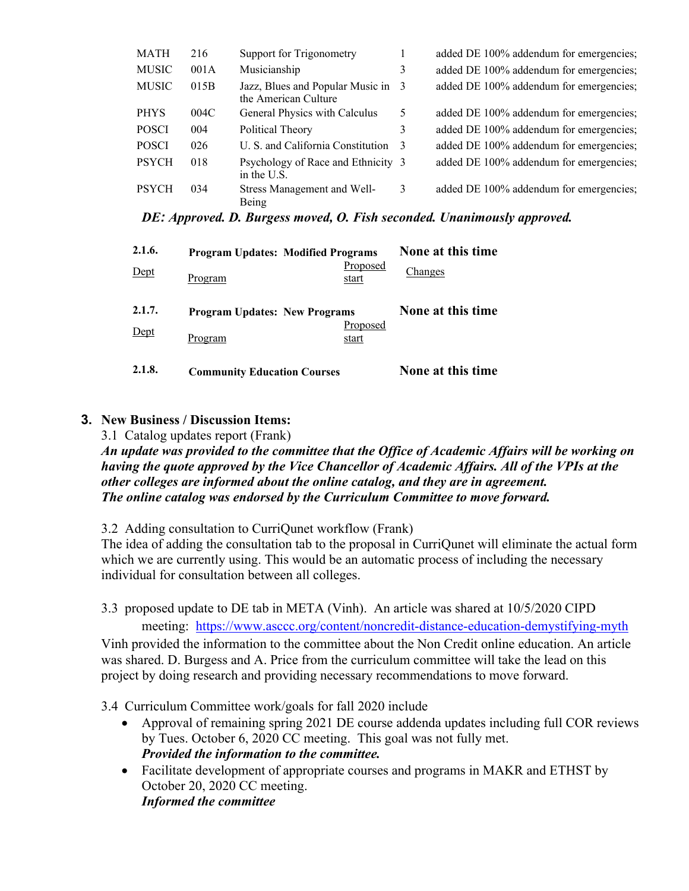| MATH | 216 | Support for Trigonometry | 1 | added DE 100% addendum for emergencies; |
|---|---|---|---|---|
| MUSIC | 001A | Musicianship | 3 | added DE 100% addendum for emergencies; |
| MUSIC | 015B | Jazz, Blues and Popular Music in the American Culture | 3 | added DE 100% addendum for emergencies; |
| PHYS | 004C | General Physics with Calculus | 5 | added DE 100% addendum for emergencies; |
| POSCI | 004 | Political Theory | 3 | added DE 100% addendum for emergencies; |
| POSCI | 026 | U. S. and California Constitution | 3 | added DE 100% addendum for emergencies; |
| PSYCH | 018 | Psychology of Race and Ethnicity in the U.S. | 3 | added DE 100% addendum for emergencies; |
| PSYCH | 034 | Stress Management and Well-Being | 3 | added DE 100% addendum for emergencies; |

***DE: Approved. D. Burgess moved, O. Fish seconded. Unanimously approved.***

**2.1.6.** **Program Updates: Modified Programs** **None at this time**

| Dept | Program | Proposed start | Changes |
|---|---|---|---|

**2.1.7.** **Program Updates: New Programs** **None at this time**

| Dept | Program | Proposed start |
|---|---|---|

**2.1.8.** **Community Education Courses** **None at this time**

## 3. New Business / Discussion Items:

3.1 Catalog updates report (Frank)

***An update was provided to the committee that the Office of Academic Affairs will be working on having the quote approved by the Vice Chancellor of Academic Affairs. All of the VPIs at the other colleges are informed about the online catalog, and they are in agreement.***
***The online catalog was endorsed by the Curriculum Committee to move forward.***

3.2 Adding consultation to CurriQunet workflow (Frank)

The idea of adding the consultation tab to the proposal in CurriQunet will eliminate the actual form which we are currently using. This would be an automatic process of including the necessary individual for consultation between all colleges.

3.3 proposed update to DE tab in META (Vinh). An article was shared at 10/5/2020 CIPD meeting: https://www.asccc.org/content/noncredit-distance-education-demystifying-myth

Vinh provided the information to the committee about the Non Credit online education. An article was shared. D. Burgess and A. Price from the curriculum committee will take the lead on this project by doing research and providing necessary recommendations to move forward.

3.4 Curriculum Committee work/goals for fall 2020 include

- Approval of remaining spring 2021 DE course addenda updates including full COR reviews by Tues. October 6, 2020 CC meeting. This goal was not fully met.
  ***Provided the information to the committee.***
- Facilitate development of appropriate courses and programs in MAKR and ETHST by October 20, 2020 CC meeting.
  ***Informed the committee***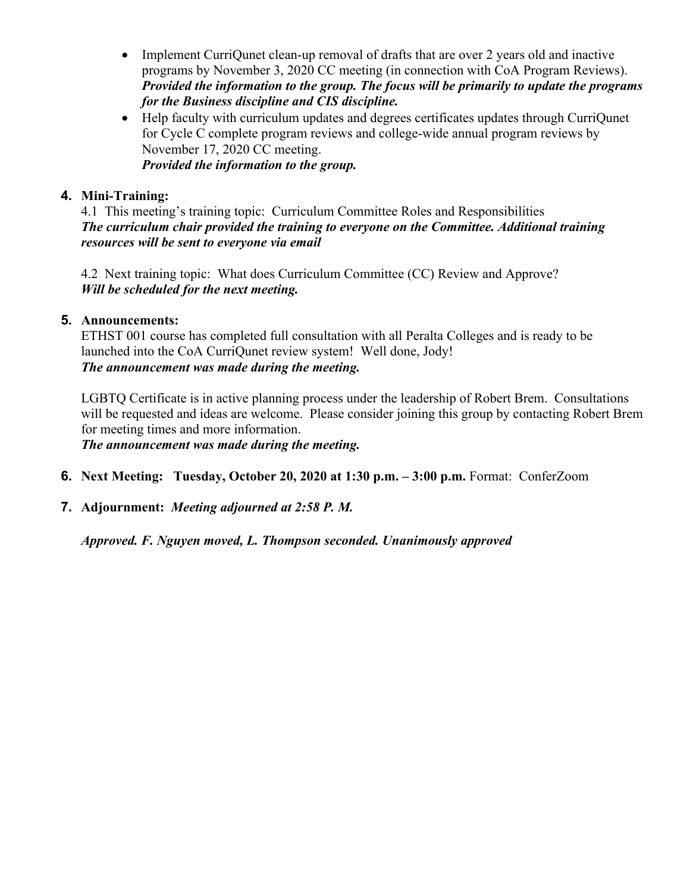- Implement CurriQunet clean-up removal of drafts that are over 2 years old and inactive programs by November 3, 2020 CC meeting (in connection with CoA Program Reviews). ***Provided the information to the group. The focus will be primarily to update the programs for the Business discipline and CIS discipline.***
- Help faculty with curriculum updates and degrees certificates updates through CurriQunet for Cycle C complete program reviews and college-wide annual program reviews by November 17, 2020 CC meeting.
  ***Provided the information to the group.***

**4. Mini-Training:**

4.1 This meeting's training topic: Curriculum Committee Roles and Responsibilities
***The curriculum chair provided the training to everyone on the Committee. Additional training resources will be sent to everyone via email***

4.2 Next training topic: What does Curriculum Committee (CC) Review and Approve?
***Will be scheduled for the next meeting.***

**5. Announcements:**

ETHST 001 course has completed full consultation with all Peralta Colleges and is ready to be launched into the CoA CurriQunet review system! Well done, Jody!
***The announcement was made during the meeting.***

LGBTQ Certificate is in active planning process under the leadership of Robert Brem. Consultations will be requested and ideas are welcome. Please consider joining this group by contacting Robert Brem for meeting times and more information.
***The announcement was made during the meeting.***

**6. Next Meeting: Tuesday, October 20, 2020 at 1:30 p.m. – 3:00 p.m.** Format: ConferZoom

**7. Adjournment:** ***Meeting adjourned at 2:58 P. M.***

***Approved. F. Nguyen moved, L. Thompson seconded. Unanimously approved***